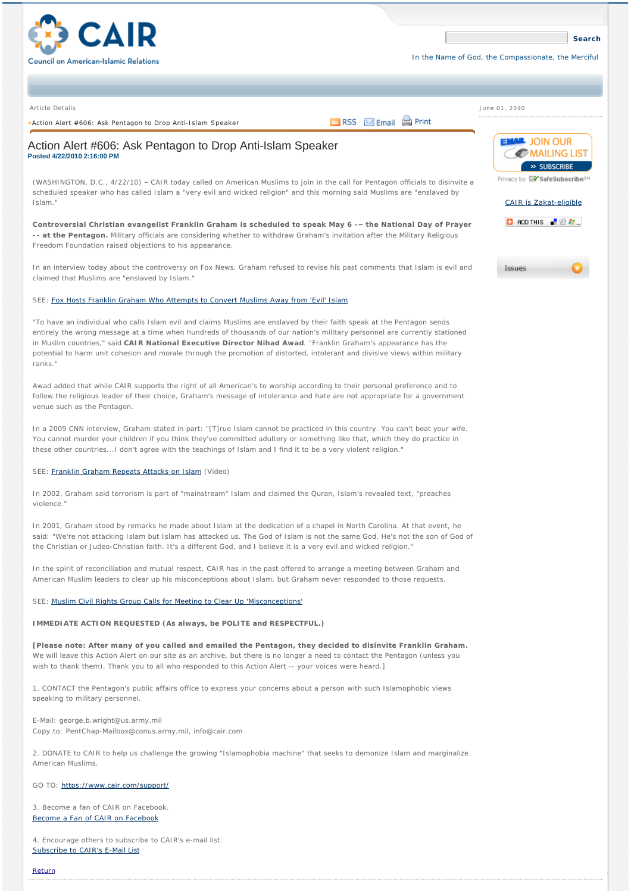# CAIR

Council on American-Islamic Relations

In the Name of God, the Compassionate, the Merciful

Article Details

June 01, 2010

»Action Alert #606: Ask Pentagon to Drop Anti-Islam Speaker

RSS Email Print

## Action Alert #606: Ask Pentagon to Drop Anti-Islam Speaker

**Posted 4/22/2010 2:16:00 PM**

(WASHINGTON, D.C., 4/22/10) – CAIR today called on American Muslims to join in the call for Pentagon officials to disinvite a scheduled speaker who has called Islam a "very evil and wicked religion" and this morning said Muslims are "enslaved by Islam."

**Controversial Christian evangelist Franklin Graham is scheduled to speak May 6 -– the National Day of Prayer -- at the Pentagon.** Military officials are considering whether to withdraw Graham's invitation after the Military Religious Freedom Foundation raised objections to his appearance.

In an interview today about the controversy on Fox News, Graham refused to revise his past comments that Islam is evil and claimed that Muslims are "enslaved by Islam."

SEE: Fox Hosts Franklin Graham Who Attempts to Convert Muslims Away from 'Evil' Islam

"To have an individual who calls Islam evil and claims Muslims are enslaved by their faith speak at the Pentagon sends entirely the wrong message at a time when hundreds of thousands of our nation's military personnel are currently stationed in Muslim countries," said **CAIR National Executive Director Nihad Awad**. "Franklin Graham's appearance has the potential to harm unit cohesion and morale through the promotion of distorted, intolerant and divisive views within military ranks."

Awad added that while CAIR supports the right of all American's to worship according to their personal preference and to follow the religious leader of their choice, Graham's message of intolerance and hate are not appropriate for a government venue such as the Pentagon.

In a 2009 CNN interview, Graham stated in part: "[T]rue Islam cannot be practiced in this country. You can't beat your wife. You cannot murder your children if you think they've committed adultery or something like that, which they do practice in these other countries...I don't agree with the teachings of Islam and I find it to be a very violent religion."

SEE: Franklin Graham Repeats Attacks on Islam (Video)

In 2002, Graham said terrorism is part of "mainstream" Islam and claimed the Quran, Islam's revealed text, "preaches violence."

In 2001, Graham stood by remarks he made about Islam at the dedication of a chapel in North Carolina. At that event, he said: "We're not attacking Islam but Islam has attacked us. The God of Islam is not the same God. He's not the son of God of the Christian or Judeo-Christian faith. It's a different God, and I believe it is a very evil and wicked religion."

In the spirit of reconciliation and mutual respect, CAIR has in the past offered to arrange a meeting between Graham and American Muslim leaders to clear up his misconceptions about Islam, but Graham never responded to those requests.

SEE: Muslim Civil Rights Group Calls for Meeting to Clear Up 'Misconceptions'

**IMMEDIATE ACTION REQUESTED (As always, be POLITE and RESPECTFUL.)**

**[Please note: After many of you called and emailed the Pentagon, they decided to disinvite Franklin Graham.** We will leave this Action Alert on our site as an archive, but there is no longer a need to contact the Pentagon (unless you wish to thank them). Thank you to all who responded to this Action Alert -- your voices were heard.]

1. CONTACT the Pentagon's public affairs office to express your concerns about a person with such Islamophobic views speaking to military personnel.

E-Mail: george.b.wright@us.army.mil
Copy to: PentChap-Mailbox@conus.army.mil, info@cair.com

2. DONATE to CAIR to help us challenge the growing "Islamophobia machine" that seeks to demonize Islam and marginalize American Muslims.

GO TO: https://www.cair.com/support/

3. Become a fan of CAIR on Facebook.
Become a Fan of CAIR on Facebook

4. Encourage others to subscribe to CAIR's e-mail list.
Subscribe to CAIR's E-Mail List

Return

EMAIL JOIN OUR MAILING LIST » SUBSCRIBE

Privacy by SafeSubscribe

CAIR is Zakat-eligible

ADD THIS

Issues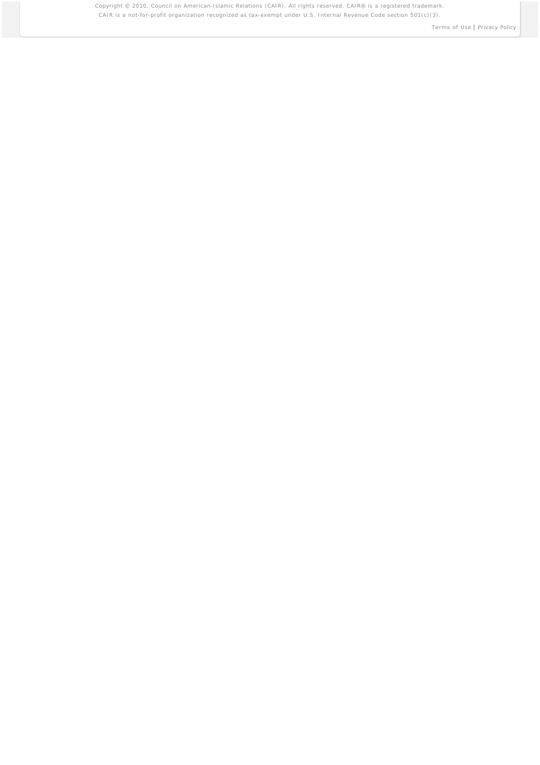Copyright © 2010, Council on American-Islamic Relations (CAIR). All rights reserved. CAIR® is a registered trademark.
CAIR is a not-for-profit organization recognized as tax-exempt under U.S. Internal Revenue Code section 501(c)(3).

Terms of Use | Privacy Policy